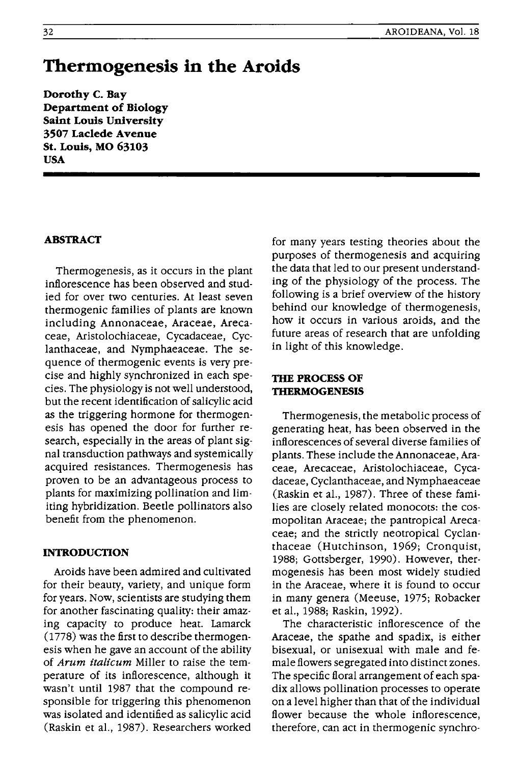# Thermogenesis in the Aroids

**Dorothy C. Bay**
**Department of Biology**
**Saint Louis University**
**3507 Laclede Avenue**
**St. Louis, MO 63103**
**USA**

## ABSTRACT

Thermogenesis, as it occurs in the plant inflorescence has been observed and studied for over two centuries. At least seven thermogenic families of plants are known including Annonaceae, Araceae, Arecaceae, Aristolochiaceae, Cycadaceae, Cyclanthaceae, and Nymphaeaceae. The sequence of thermogenic events is very precise and highly synchronized in each species. The physiology is not well understood, but the recent identification of salicylic acid as the triggering hormone for thermogenesis has opened the door for further research, especially in the areas of plant signal transduction pathways and systemically acquired resistances. Thermogenesis has proven to be an advantageous process to plants for maximizing pollination and limiting hybridization. Beetle pollinators also benefit from the phenomenon.

## INTRODUCTION

Aroids have been admired and cultivated for their beauty, variety, and unique form for years. Now, scientists are studying them for another fascinating quality: their amazing capacity to produce heat. Lamarck (1778) was the first to describe thermogenesis when he gave an account of the ability of *Arum italicum* Miller to raise the temperature of its inflorescence, although it wasn't until 1987 that the compound responsible for triggering this phenomenon was isolated and identified as salicylic acid (Raskin et al., 1987). Researchers worked for many years testing theories about the purposes of thermogenesis and acquiring the data that led to our present understanding of the physiology of the process. The following is a brief overview of the history behind our knowledge of thermogenesis, how it occurs in various aroids, and the future areas of research that are unfolding in light of this knowledge.

## THE PROCESS OF THERMOGENESIS

Thermogenesis, the metabolic process of generating heat, has been observed in the inflorescences of several diverse families of plants. These include the Annonaceae, Araceae, Arecaceae, Aristolochiaceae, Cycadaceae, Cyclanthaceae, and Nymphaeaceae (Raskin et al., 1987). Three of these families are closely related monocots: the cosmopolitan Araceae; the pantropical Arecaceae; and the strictly neotropical Cyclanthaceae (Hutchinson, 1969; Cronquist, 1988; Gottsberger, 1990). However, thermogenesis has been most widely studied in the Araceae, where it is found to occur in many genera (Meeuse, 1975; Robacker et al., 1988; Raskin, 1992).

The characteristic inflorescence of the Araceae, the spathe and spadix, is either bisexual, or unisexual with male and female flowers segregated into distinct zones. The specific floral arrangement of each spadix allows pollination processes to operate on a level higher than that of the individual flower because the whole inflorescence, therefore, can act in thermogenic synchro-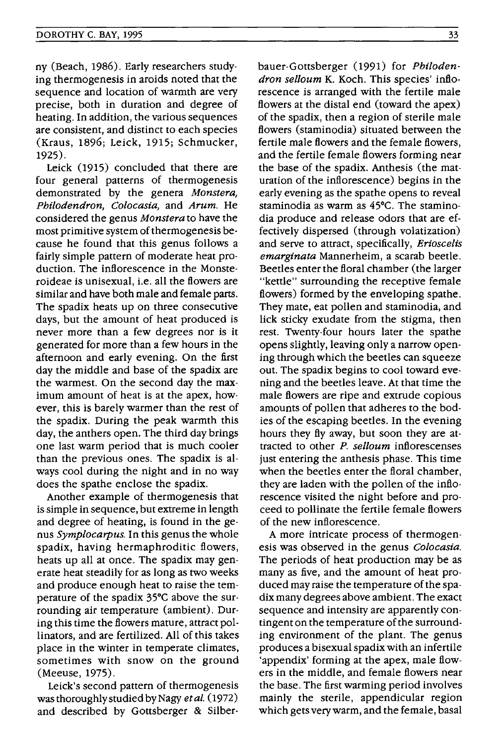ny (Beach, 1986). Early researchers studying thermogenesis in aroids noted that the sequence and location of warmth are very precise, both in duration and degree of heating. In addition, the various sequences are consistent, and distinct to each species (Kraus, 1896; Leick, 1915; Schmucker, 1925).

Leick (1915) concluded that there are four general patterns of thermogenesis demonstrated by the genera *Monstera, Philodendron, Colocasia*, and *Arum*. He considered the genus *Monstera* to have the most primitive system of thermogenesis because he found that this genus follows a fairly simple pattern of moderate heat production. The inflorescence in the Monsteroideae is unisexual, i.e. all the flowers are similar and have both male and female parts. The spadix heats up on three consecutive days, but the amount of heat produced is never more than a few degrees nor is it generated for more than a few hours in the afternoon and early evening. On the first day the middle and base of the spadix are the warmest. On the second day the maximum amount of heat is at the apex, however, this is barely warmer than the rest of the spadix. During the peak warmth this day, the anthers open. The third day brings one last warm period that is much cooler than the previous ones. The spadix is always cool during the night and in no way does the spathe enclose the spadix.

Another example of thermogenesis that is simple in sequence, but extreme in length and degree of heating, is found in the genus *Symplocarpus*. In this genus the whole spadix, having hermaphroditic flowers, heats up all at once. The spadix may generate heat steadily for as long as two weeks and produce enough heat to raise the temperature of the spadix 35°C above the surrounding air temperature (ambient). During this time the flowers mature, attract pollinators, and are fertilized. All of this takes place in the winter in temperate climates, sometimes with snow on the ground (Meeuse, 1975).

Leick's second pattern of thermogenesis was thoroughly studied by Nagy *et al.* (1972) and described by Gottsberger & Silberbauer-Gottsberger (1991) for *Philodendron selloum* K. Koch. This species' inflorescence is arranged with the fertile male flowers at the distal end (toward the apex) of the spadix, then a region of sterile male flowers (staminodia) situated between the fertile male flowers and the female flowers, and the fertile female flowers forming near the base of the spadix. Anthesis (the maturation of the inflorescence) begins in the early evening as the spathe opens to reveal staminodia as warm as 45°C. The staminodia produce and release odors that are effectively dispersed (through volatization) and serve to attract, specifically, *Erioscelis emarginata* Mannerheim, a scarab beetle. Beetles enter the floral chamber (the larger "kettle" surrounding the receptive female flowers) formed by the enveloping spathe. They mate, eat pollen and staminodia, and lick sticky exudate from the stigma, then rest. Twenty-four hours later the spathe opens slightly, leaving only a narrow opening through which the beetles can squeeze out. The spadix begins to cool toward evening and the beetles leave. At that time the male flowers are ripe and extrude copious amounts of pollen that adheres to the bodies of the escaping beetles. In the evening hours they fly away, but soon they are attracted to other *P. selloum* inflorescenses just entering the anthesis phase. This time when the beetles enter the floral chamber, they are laden with the pollen of the inflorescence visited the night before and proceed to pollinate the fertile female flowers of the new inflorescence.

A more intricate process of thermogenesis was observed in the genus *Colocasia*. The periods of heat production may be as many as five, and the amount of heat produced may raise the temperature of the spadix many degrees above ambient. The exact sequence and intensity are apparently contingent on the temperature of the surrounding environment of the plant. The genus produces a bisexual spadix with an infertile 'appendix' forming at the apex, male flowers in the middle, and female flowers near the base. The first warming period involves mainly the sterile, appendicular region which gets very warm, and the female, basal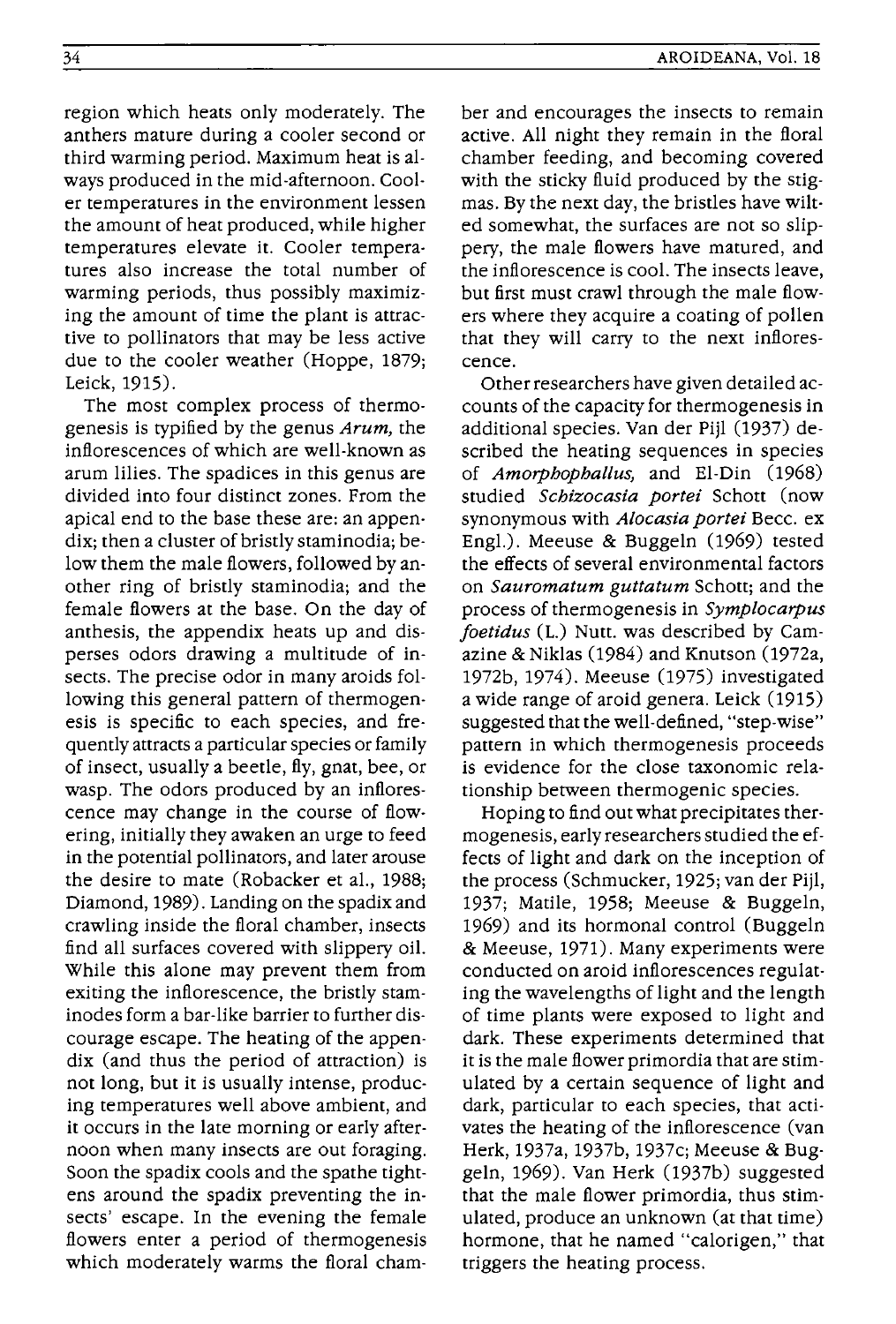region which heats only moderately. The anthers mature during a cooler second or third warming period. Maximum heat is always produced in the mid-afternoon. Cooler temperatures in the environment lessen the amount of heat produced, while higher temperatures elevate it. Cooler temperatures also increase the total number of warming periods, thus possibly maximizing the amount of time the plant is attractive to pollinators that may be less active due to the cooler weather (Hoppe, 1879; Leick, 1915).

The most complex process of thermogenesis is typified by the genus *Arum,* the inflorescences of which are well-known as arum lilies. The spadices in this genus are divided into four distinct zones. From the apical end to the base these are: an appendix; then a cluster of bristly staminodia; below them the male flowers, followed by another ring of bristly staminodia; and the female flowers at the base. On the day of anthesis, the appendix heats up and disperses odors drawing a multitude of insects. The precise odor in many aroids following this general pattern of thermogenesis is specific to each species, and frequently attracts a particular species or family of insect, usually a beetle, fly, gnat, bee, or wasp. The odors produced by an inflorescence may change in the course of flowering, initially they awaken an urge to feed in the potential pollinators, and later arouse the desire to mate (Robacker et al., 1988; Diamond, 1989). Landing on the spadix and crawling inside the floral chamber, insects find all surfaces covered with slippery oil. While this alone may prevent them from exiting the inflorescence, the bristly staminodes form a bar-like barrier to further discourage escape. The heating of the appendix (and thus the period of attraction) is not long, but it is usually intense, producing temperatures well above ambient, and it occurs in the late morning or early afternoon when many insects are out foraging. Soon the spadix cools and the spathe tightens around the spadix preventing the insects' escape. In the evening the female flowers enter a period of thermogenesis which moderately warms the floral chamber and encourages the insects to remain active. All night they remain in the floral chamber feeding, and becoming covered with the sticky fluid produced by the stigmas. By the next day, the bristles have wilted somewhat, the surfaces are not so slippery, the male flowers have matured, and the inflorescence is cool. The insects leave, but first must crawl through the male flowers where they acquire a coating of pollen that they will carry to the next inflorescence.

Other researchers have given detailed accounts of the capacity for thermogenesis in additional species. Van der Pijl (1937) described the heating sequences in species of *Amorphophallus,* and El-Din (1968) studied *Schizocasia portei* Schott (now synonymous with *Alocasia portei* Becc. ex Engl.). Meeuse & Buggeln (1969) tested the effects of several environmental factors on *Sauromatum guttatum* Schott; and the process of thermogenesis in *Symplocarpus foetidus* (L.) Nutt. was described by Camazine & Niklas (1984) and Knutson (1972a, 1972b, 1974). Meeuse (1975) investigated a wide range of aroid genera. Leick (1915) suggested that the well-defined, "step-wise" pattern in which thermogenesis proceeds is evidence for the close taxonomic relationship between thermogenic species.

Hoping to find out what precipitates thermogenesis, early researchers studied the effects of light and dark on the inception of the process (Schmucker, 1925; van der Pijl, 1937; Matile, 1958; Meeuse & Buggeln, 1969) and its hormonal control (Buggeln & Meeuse, 1971). Many experiments were conducted on aroid inflorescences regulating the wavelengths of light and the length of time plants were exposed to light and dark. These experiments determined that it is the male flower primordia that are stimulated by a certain sequence of light and dark, particular to each species, that activates the heating of the inflorescence (van Herk, 1937a, 1937b, 1937c; Meeuse & Buggeln, 1969). Van Herk (1937b) suggested that the male flower primordia, thus stimulated, produce an unknown (at that time) hormone, that he named "calorigen," that triggers the heating process.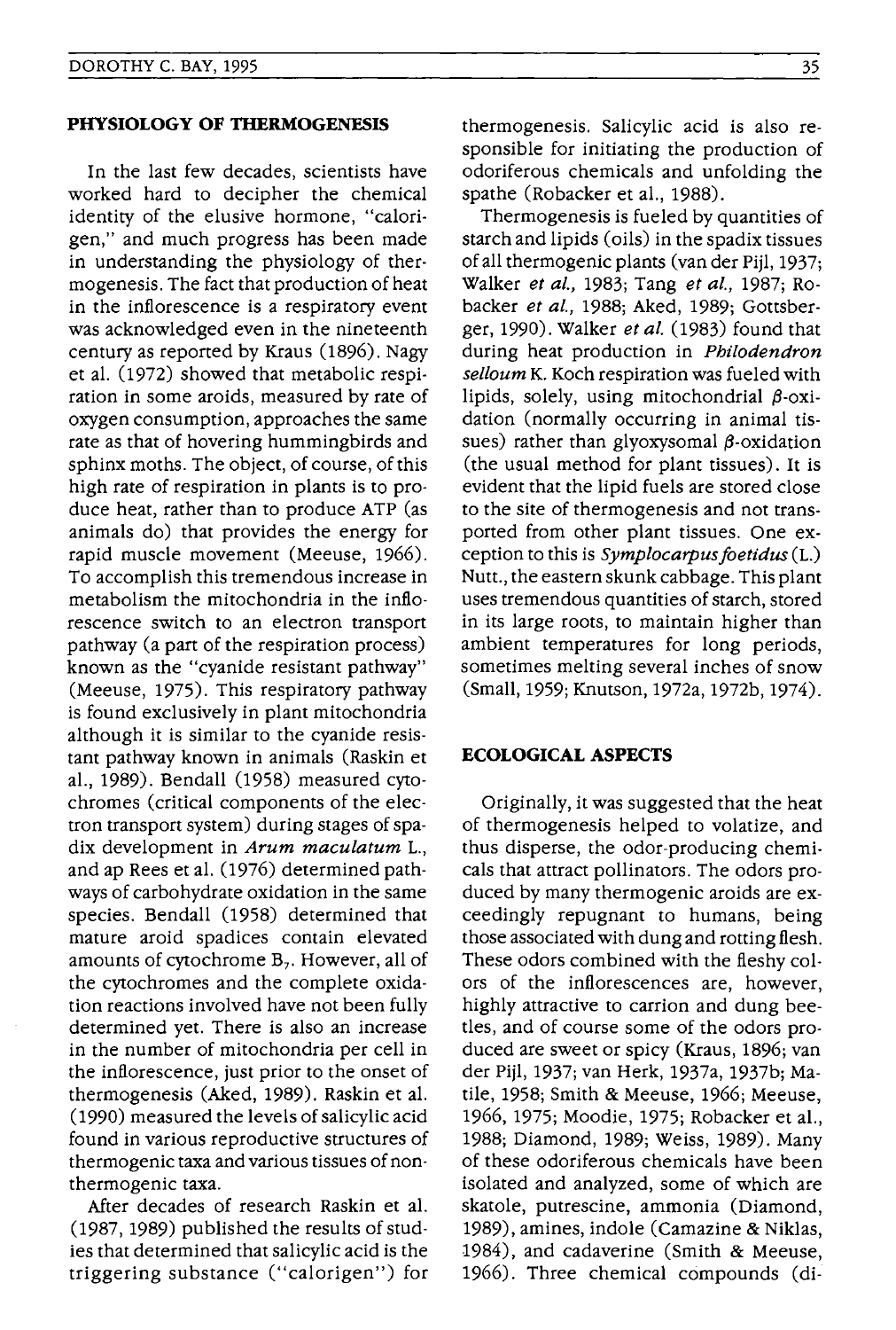## PHYSIOLOGY OF THERMOGENESIS

In the last few decades, scientists have worked hard to decipher the chemical identity of the elusive hormone, "calorigen," and much progress has been made in understanding the physiology of thermogenesis. The fact that production of heat in the inflorescence is a respiratory event was acknowledged even in the nineteenth century as reported by Kraus (1896). Nagy et al. (1972) showed that metabolic respiration in some aroids, measured by rate of oxygen consumption, approaches the same rate as that of hovering hummingbirds and sphinx moths. The object, of course, of this high rate of respiration in plants is to produce heat, rather than to produce ATP (as animals do) that provides the energy for rapid muscle movement (Meeuse, 1966). To accomplish this tremendous increase in metabolism the mitochondria in the inflorescence switch to an electron transport pathway (a part of the respiration process) known as the "cyanide resistant pathway" (Meeuse, 1975). This respiratory pathway is found exclusively in plant mitochondria although it is similar to the cyanide resistant pathway known in animals (Raskin et al., 1989). Bendall (1958) measured cytochromes (critical components of the electron transport system) during stages of spadix development in *Arum maculatum* L., and ap Rees et al. (1976) determined pathways of carbohydrate oxidation in the same species. Bendall (1958) determined that mature aroid spadices contain elevated amounts of cytochrome $B_7$. However, all of the cytochromes and the complete oxidation reactions involved have not been fully determined yet. There is also an increase in the number of mitochondria per cell in the inflorescence, just prior to the onset of thermogenesis (Aked, 1989). Raskin et al. (1990) measured the levels of salicylic acid found in various reproductive structures of thermogenic taxa and various tissues of non-thermogenic taxa.

After decades of research Raskin et al. (1987, 1989) published the results of studies that determined that salicylic acid is the triggering substance ("calorigen") for thermogenesis. Salicylic acid is also responsible for initiating the production of odoriferous chemicals and unfolding the spathe (Robacker et al., 1988).

Thermogenesis is fueled by quantities of starch and lipids (oils) in the spadix tissues of all thermogenic plants (van der Pijl, 1937; Walker *et al.*, 1983; Tang *et al.*, 1987; Robacker *et al.*, 1988; Aked, 1989; Gottsberger, 1990). Walker *et al.* (1983) found that during heat production in *Philodendron selloum* K. Koch respiration was fueled with lipids, solely, using mitochondrial $\beta$-oxidation (normally occurring in animal tissues) rather than glyoxysomal $\beta$-oxidation (the usual method for plant tissues). It is evident that the lipid fuels are stored close to the site of thermogenesis and not transported from other plant tissues. One exception to this is *Symplocarpus foetidus* (L.) Nutt., the eastern skunk cabbage. This plant uses tremendous quantities of starch, stored in its large roots, to maintain higher than ambient temperatures for long periods, sometimes melting several inches of snow (Small, 1959; Knutson, 1972a, 1972b, 1974).

## ECOLOGICAL ASPECTS

Originally, it was suggested that the heat of thermogenesis helped to volatize, and thus disperse, the odor-producing chemicals that attract pollinators. The odors produced by many thermogenic aroids are exceedingly repugnant to humans, being those associated with dung and rotting flesh. These odors combined with the fleshy colors of the inflorescences are, however, highly attractive to carrion and dung beetles, and of course some of the odors produced are sweet or spicy (Kraus, 1896; van der Pijl, 1937; van Herk, 1937a, 1937b; Matile, 1958; Smith & Meeuse, 1966; Meeuse, 1966, 1975; Moodie, 1975; Robacker et al., 1988; Diamond, 1989; Weiss, 1989). Many of these odoriferous chemicals have been isolated and analyzed, some of which are skatole, putrescine, ammonia (Diamond, 1989), amines, indole (Camazine & Niklas, 1984), and cadaverine (Smith & Meeuse, 1966). Three chemical compounds (di-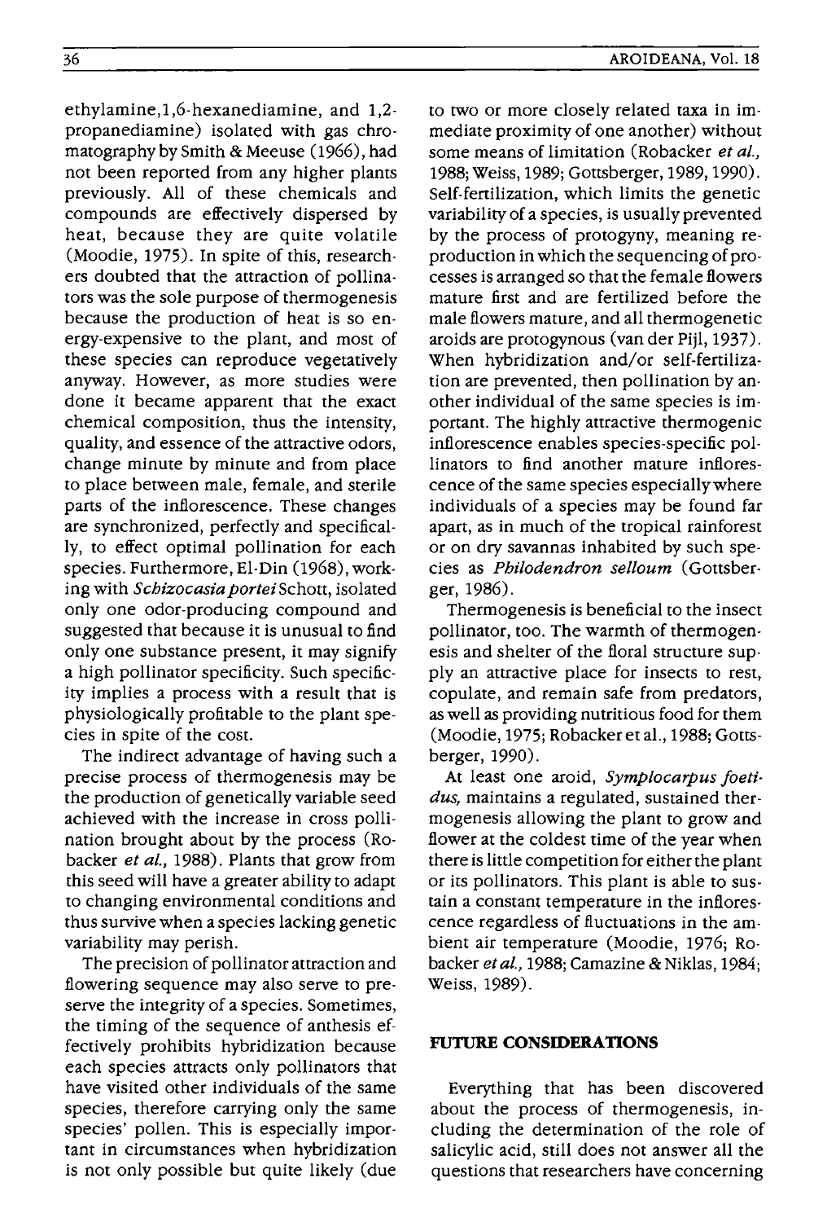ethylamine,1,6-hexanediamine, and 1,2-propanediamine) isolated with gas chromatography by Smith & Meeuse (1966), had not been reported from any higher plants previously. All of these chemicals and compounds are effectively dispersed by heat, because they are quite volatile (Moodie, 1975). In spite of this, researchers doubted that the attraction of pollinators was the sole purpose of thermogenesis because the production of heat is so energy-expensive to the plant, and most of these species can reproduce vegetatively anyway. However, as more studies were done it became apparent that the exact chemical composition, thus the intensity, quality, and essence of the attractive odors, change minute by minute and from place to place between male, female, and sterile parts of the inflorescence. These changes are synchronized, perfectly and specifically, to effect optimal pollination for each species. Furthermore, El-Din (1968), working with *Schizocasia portei* Schott, isolated only one odor-producing compound and suggested that because it is unusual to find only one substance present, it may signify a high pollinator specificity. Such specificity implies a process with a result that is physiologically profitable to the plant species in spite of the cost.

The indirect advantage of having such a precise process of thermogenesis may be the production of genetically variable seed achieved with the increase in cross pollination brought about by the process (Robacker *et al.*, 1988). Plants that grow from this seed will have a greater ability to adapt to changing environmental conditions and thus survive when a species lacking genetic variability may perish.

The precision of pollinator attraction and flowering sequence may also serve to preserve the integrity of a species. Sometimes, the timing of the sequence of anthesis effectively prohibits hybridization because each species attracts only pollinators that have visited other individuals of the same species, therefore carrying only the same species' pollen. This is especially important in circumstances when hybridization is not only possible but quite likely (due to two or more closely related taxa in immediate proximity of one another) without some means of limitation (Robacker *et al.*, 1988; Weiss, 1989; Gottsberger, 1989, 1990). Self-fertilization, which limits the genetic variability of a species, is usually prevented by the process of protogyny, meaning reproduction in which the sequencing of processes is arranged so that the female flowers mature first and are fertilized before the male flowers mature, and all thermogenetic aroids are protogynous (van der Pijl, 1937). When hybridization and/or self-fertilization are prevented, then pollination by another individual of the same species is important. The highly attractive thermogenic inflorescence enables species-specific pollinators to find another mature inflorescence of the same species especially where individuals of a species may be found far apart, as in much of the tropical rainforest or on dry savannas inhabited by such species as *Philodendron selloum* (Gottsberger, 1986).

Thermogenesis is beneficial to the insect pollinator, too. The warmth of thermogenesis and shelter of the floral structure supply an attractive place for insects to rest, copulate, and remain safe from predators, as well as providing nutritious food for them (Moodie, 1975; Robacker et al., 1988; Gottsberger, 1990).

At least one aroid, *Symplocarpus foetidus,* maintains a regulated, sustained thermogenesis allowing the plant to grow and flower at the coldest time of the year when there is little competition for either the plant or its pollinators. This plant is able to sustain a constant temperature in the inflorescence regardless of fluctuations in the ambient air temperature (Moodie, 1976; Robacker *et al.*, 1988; Camazine & Niklas, 1984; Weiss, 1989).

## FUTURE CONSIDERATIONS

Everything that has been discovered about the process of thermogenesis, including the determination of the role of salicylic acid, still does not answer all the questions that researchers have concerning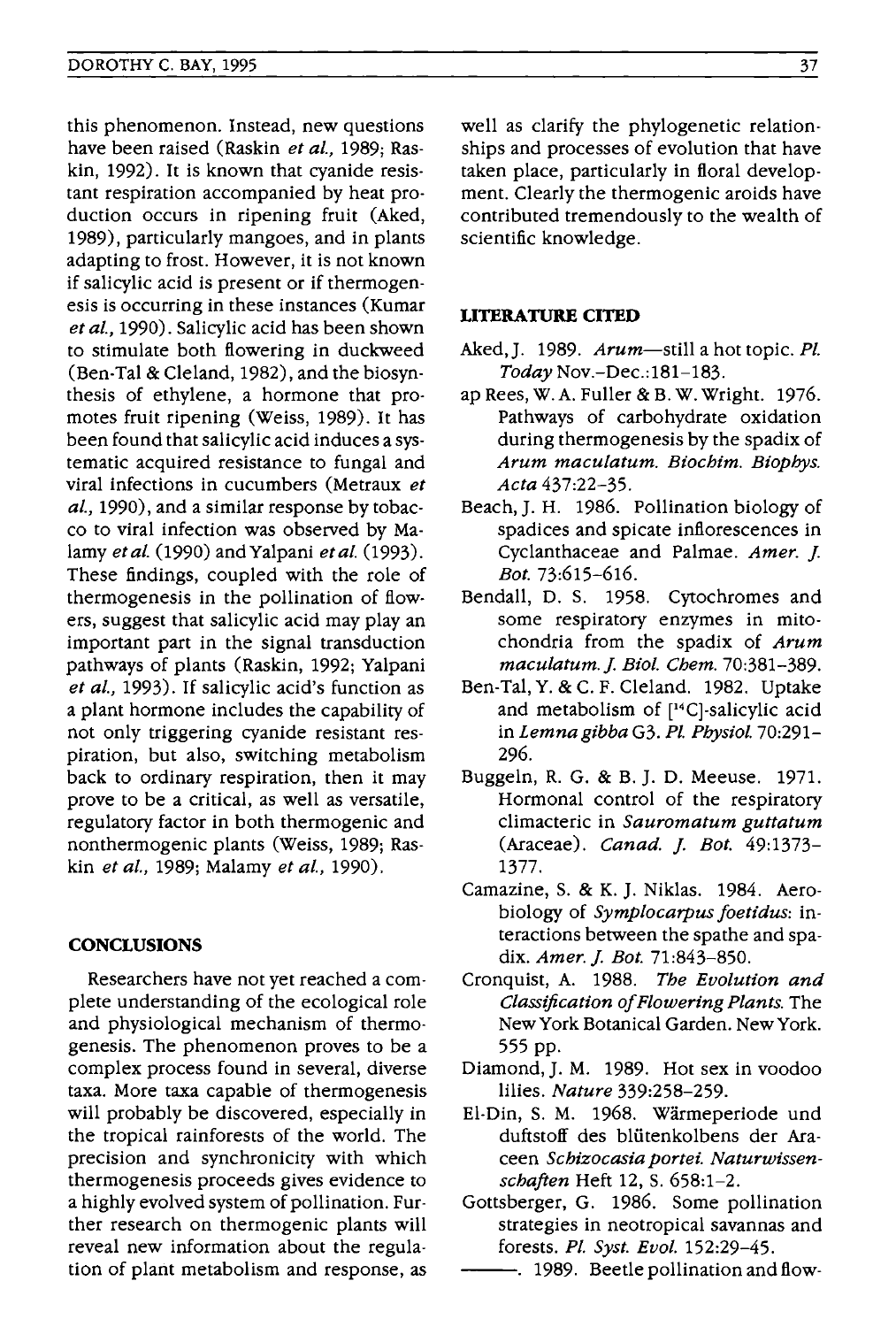this phenomenon. Instead, new questions have been raised (Raskin *et al.*, 1989; Raskin, 1992). It is known that cyanide resistant respiration accompanied by heat production occurs in ripening fruit (Aked, 1989), particularly mangoes, and in plants adapting to frost. However, it is not known if salicylic acid is present or if thermogenesis is occurring in these instances (Kumar *et al.*, 1990). Salicylic acid has been shown to stimulate both flowering in duckweed (Ben-Tal & Cleland, 1982), and the biosynthesis of ethylene, a hormone that promotes fruit ripening (Weiss, 1989). It has been found that salicylic acid induces a systematic acquired resistance to fungal and viral infections in cucumbers (Metraux *et al.*, 1990), and a similar response by tobacco to viral infection was observed by Malamy *et al.* (1990) and Yalpani *et al.* (1993). These findings, coupled with the role of thermogenesis in the pollination of flowers, suggest that salicylic acid may play an important part in the signal transduction pathways of plants (Raskin, 1992; Yalpani *et al.*, 1993). If salicylic acid's function as a plant hormone includes the capability of not only triggering cyanide resistant respiration, but also, switching metabolism back to ordinary respiration, then it may prove to be a critical, as well as versatile, regulatory factor in both thermogenic and nonthermogenic plants (Weiss, 1989; Raskin *et al.*, 1989; Malamy *et al.*, 1990).

## CONCLUSIONS

Researchers have not yet reached a complete understanding of the ecological role and physiological mechanism of thermogenesis. The phenomenon proves to be a complex process found in several, diverse taxa. More taxa capable of thermogenesis will probably be discovered, especially in the tropical rainforests of the world. The precision and synchronicity with which thermogenesis proceeds gives evidence to a highly evolved system of pollination. Further research on thermogenic plants will reveal new information about the regulation of plant metabolism and response, as well as clarify the phylogenetic relationships and processes of evolution that have taken place, particularly in floral development. Clearly the thermogenic aroids have contributed tremendously to the wealth of scientific knowledge.

## LITERATURE CITED

Aked, J. 1989. *Arum*—still a hot topic. *Pl. Today* Nov.–Dec.:181–183.

ap Rees, W. A. Fuller & B. W. Wright. 1976. Pathways of carbohydrate oxidation during thermogenesis by the spadix of *Arum maculatum*. *Biochim. Biophys. Acta* 437:22–35.

Beach, J. H. 1986. Pollination biology of spadices and spicate inflorescences in Cyclanthaceae and Palmae. *Amer. J. Bot.* 73:615–616.

Bendall, D. S. 1958. Cytochromes and some respiratory enzymes in mitochondria from the spadix of *Arum maculatum*. *J. Biol. Chem.* 70:381–389.

Ben-Tal, Y. & C. F. Cleland. 1982. Uptake and metabolism of [$^{14}C$]-salicylic acid in *Lemna gibba* G3. *Pl. Physiol.* 70:291–296.

Buggeln, R. G. & B. J. D. Meeuse. 1971. Hormonal control of the respiratory climacteric in *Sauromatum guttatum* (Araceae). *Canad. J. Bot.* 49:1373–1377.

Camazine, S. & K. J. Niklas. 1984. Aerobiology of *Symplocarpus foetidus*: interactions between the spathe and spadix. *Amer. J. Bot.* 71:843–850.

Cronquist, A. 1988. *The Evolution and Classification of Flowering Plants*. The New York Botanical Garden. New York. 555 pp.

Diamond, J. M. 1989. Hot sex in voodoo lilies. *Nature* 339:258–259.

El-Din, S. M. 1968. Wärmeperiode und duftstoff des blütenkolbens der Araceen *Schizocasia portei*. *Naturwissenschaften* Heft 12, S. 658:1–2.

Gottsberger, G. 1986. Some pollination strategies in neotropical savannas and forests. *Pl. Syst. Evol.* 152:29–45.

———. 1989. Beetle pollination and flow-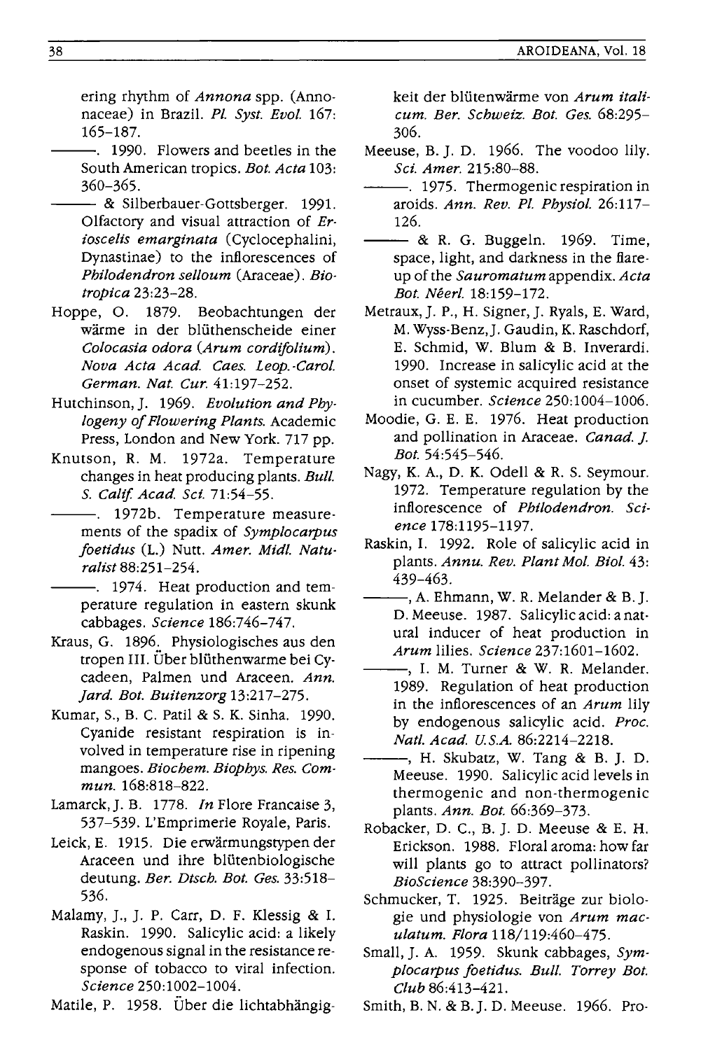ering rhythm of *Annona* spp. (Annonaceae) in Brazil. *Pl. Syst. Evol.* 167: 165–187.

———. 1990. Flowers and beetles in the South American tropics. *Bot. Acta* 103: 360–365.

——— & Silberbauer-Gottsberger. 1991. Olfactory and visual attraction of *Erioscelis emarginata* (Cyclocephalini, Dynastinae) to the inflorescences of *Philodendron selloum* (Araceae). *Biotropica* 23:23–28.

Hoppe, O. 1879. Beobachtungen der wärme in der blüthenscheide einer *Colocasia odora* (*Arum cordifolium*). *Nova Acta Acad. Caes. Leop.-Carol. German. Nat. Cur.* 41:197–252.

Hutchinson, J. 1969. *Evolution and Phylogeny of Flowering Plants.* Academic Press, London and New York. 717 pp.

Knutson, R. M. 1972a. Temperature changes in heat producing plants. *Bull. S. Calif. Acad. Sci.* 71:54–55.

———. 1972b. Temperature measurements of the spadix of *Symplocarpus foetidus* (L.) Nutt. *Amer. Midl. Naturalist* 88:251–254.

———. 1974. Heat production and temperature regulation in eastern skunk cabbages. *Science* 186:746–747.

Kraus, G. 1896. Physiologisches aus den tropen III. Über blüthenwarme bei Cycadeen, Palmen und Araceen. *Ann. Jard. Bot. Buitenzorg* 13:217–275.

Kumar, S., B. C. Patil & S. K. Sinha. 1990. Cyanide resistant respiration is involved in temperature rise in ripening mangoes. *Biochem. Biophys. Res. Commun.* 168:818–822.

Lamarck, J. B. 1778. *In* Flore Francaise 3, 537–539. L'Emprimerie Royale, Paris.

Leick, E. 1915. Die erwärmungstypen der Araceen und ihre blütenbiologische deutung. *Ber. Dtsch. Bot. Ges.* 33:518–536.

Malamy, J., J. P. Carr, D. F. Klessig & I. Raskin. 1990. Salicylic acid: a likely endogenous signal in the resistance response of tobacco to viral infection. *Science* 250:1002–1004.

Matile, P. 1958. Über die lichtabhängigkeit der blütenwärme von *Arum italicum*. *Ber. Schweiz. Bot. Ges.* 68:295–306.

Meeuse, B. J. D. 1966. The voodoo lily. *Sci. Amer.* 215:80–88.

———. 1975. Thermogenic respiration in aroids. *Ann. Rev. Pl. Physiol.* 26:117–126.

——— & R. G. Buggeln. 1969. Time, space, light, and darkness in the flare-up of the *Sauromatum* appendix. *Acta Bot. Néerl.* 18:159–172.

Metraux, J. P., H. Signer, J. Ryals, E. Ward, M. Wyss-Benz, J. Gaudin, K. Raschdorf, E. Schmid, W. Blum & B. Inverardi. 1990. Increase in salicylic acid at the onset of systemic acquired resistance in cucumber. *Science* 250:1004–1006.

Moodie, G. E. E. 1976. Heat production and pollination in Araceae. *Canad. J. Bot.* 54:545–546.

Nagy, K. A., D. K. Odell & R. S. Seymour. 1972. Temperature regulation by the inflorescence of *Philodendron*. *Science* 178:1195–1197.

Raskin, I. 1992. Role of salicylic acid in plants. *Annu. Rev. Plant Mol. Biol.* 43: 439–463.

———, A. Ehmann, W. R. Melander & B. J. D. Meeuse. 1987. Salicylic acid: a natural inducer of heat production in *Arum* lilies. *Science* 237:1601–1602.

———, I. M. Turner & W. R. Melander. 1989. Regulation of heat production in the inflorescences of an *Arum* lily by endogenous salicylic acid. *Proc. Natl. Acad. U.S.A.* 86:2214–2218.

———, H. Skubatz, W. Tang & B. J. D. Meeuse. 1990. Salicylic acid levels in thermogenic and non-thermogenic plants. *Ann. Bot.* 66:369–373.

Robacker, D. C., B. J. D. Meeuse & E. H. Erickson. 1988. Floral aroma: how far will plants go to attract pollinators? *BioScience* 38:390–397.

Schmucker, T. 1925. Beiträge zur biologie und physiologie von *Arum maculatum*. *Flora* 118/119:460–475.

Small, J. A. 1959. Skunk cabbages, *Symplocarpus foetidus*. *Bull. Torrey Bot. Club* 86:413–421.

Smith, B. N. & B. J. D. Meeuse. 1966. Pro-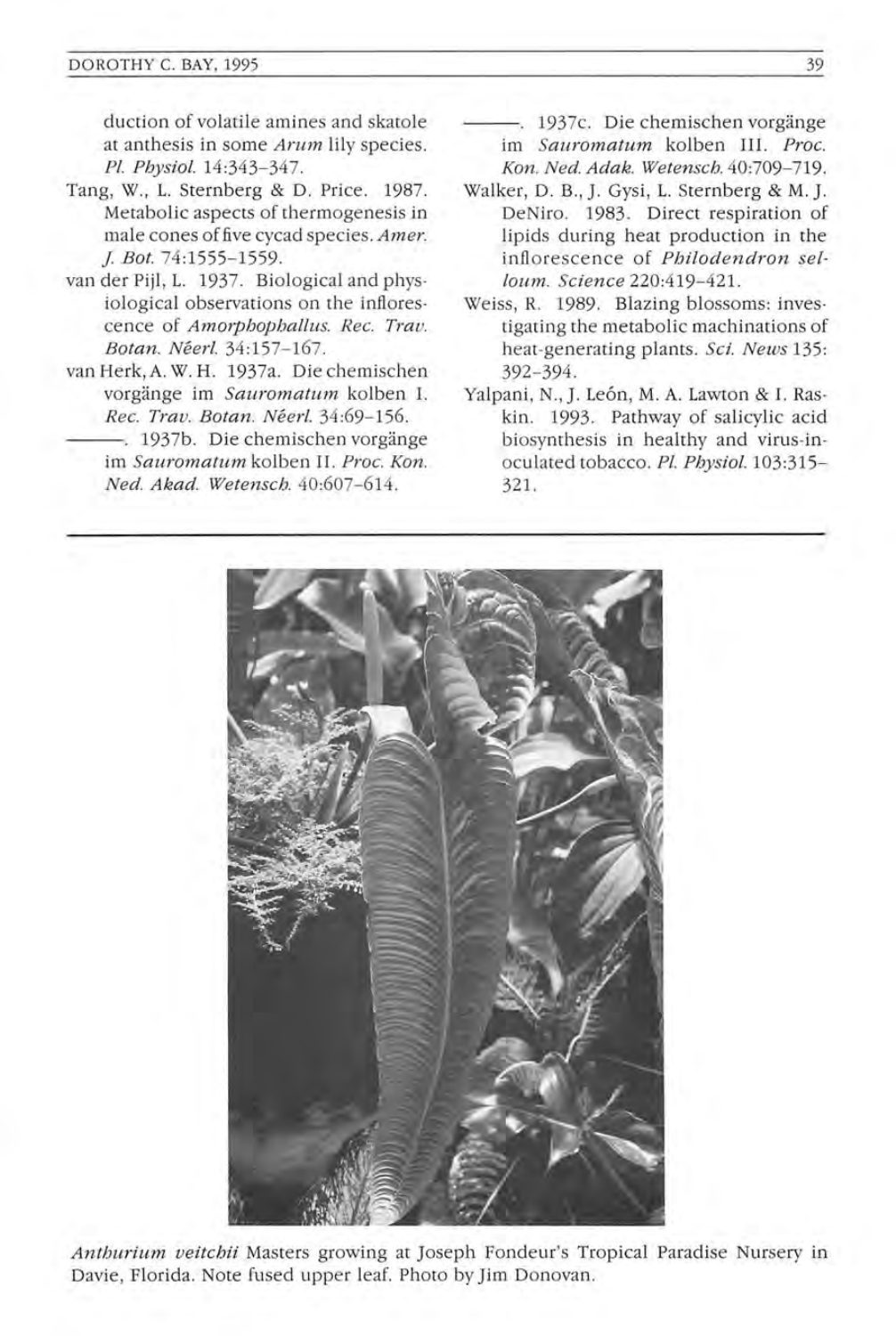duction of volatile amines and skatole at anthesis in some *Arum* lily species. *Pl. Physiol.* 14:343–347.

Tang, W., L. Sternberg & D. Price. 1987. Metabolic aspects of thermogenesis in male cones of five cycad species. *Amer. J. Bot.* 74:1555–1559.

van der Pijl, L. 1937. Biological and physiological observations on the inflorescence of *Amorphophallus*. *Rec. Trav. Botan. Néerl.* 34:157–167.

van Herk, A. W. H. 1937a. Die chemischen vorgänge im *Sauromatum* kolben I. *Rec. Trav. Botan. Néerl.* 34:69–156.

———. 1937b. Die chemischen vorgänge im *Sauromatum* kolben II. *Proc. Kon. Ned. Akad. Wetensch.* 40:607–614.

———. 1937c. Die chemischen vorgänge im *Sauromatum* kolben III. *Proc. Kon. Ned. Adak. Wetensch.* 40:709–719.

Walker, D. B., J. Gysi, L. Sternberg & M. J. DeNiro. 1983. Direct respiration of lipids during heat production in the inflorescence of *Philodendron selloum*. *Science* 220:419–421.

Weiss, R. 1989. Blazing blossoms: investigating the metabolic machinations of heat-generating plants. *Sci. News* 135: 392–394.

Yalpani, N., J. León, M. A. Lawton & I. Raskin. 1993. Pathway of salicylic acid biosynthesis in healthy and virus-inoculated tobacco. *Pl. Physiol.* 103:315–321.

*Anthurium veitchii* Masters growing at Joseph Fondeur's Tropical Paradise Nursery in Davie, Florida. Note fused upper leaf. Photo by Jim Donovan.